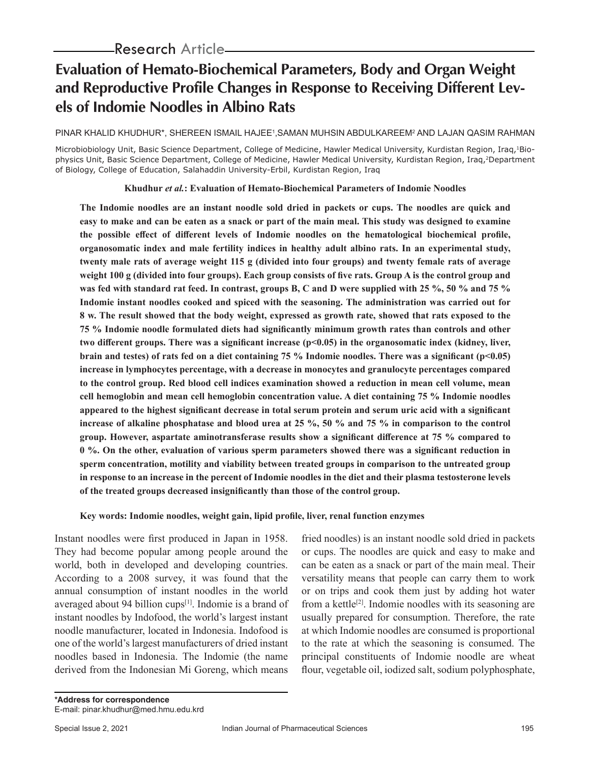Research Article

# Evaluation of Hemato-Biochemical Parameters, Body and Organ Weight and Reproductive Profile Changes in Response to Receiving Different Levels of Indomie Noodles in Albino Rats

PINAR KHALID KHUDHUR*, SHEREEN ISMAIL HAJEE[1], SAMAN MUHSIN ABDULKAREEM[2] AND LAJAN QASIM RAHMAN

Microbiobiology Unit, Basic Science Department, College of Medicine, Hawler Medical University, Kurdistan Region, Iraq, [1]Biophysics Unit, Basic Science Department, College of Medicine, Hawler Medical University, Kurdistan Region, Iraq, [2]Department of Biology, College of Education, Salahaddin University-Erbil, Kurdistan Region, Iraq

**Khudhur *et al.*: Evaluation of Hemato-Biochemical Parameters of Indomie Noodles**

**The Indomie noodles are an instant noodle sold dried in packets or cups. The noodles are quick and easy to make and can be eaten as a snack or part of the main meal. This study was designed to examine the possible effect of different levels of Indomie noodles on the hematological biochemical profile, organosomatic index and male fertility indices in healthy adult albino rats. In an experimental study, twenty male rats of average weight 115 g (divided into four groups) and twenty female rats of average weight 100 g (divided into four groups). Each group consists of five rats. Group A is the control group and was fed with standard rat feed. In contrast, groups B, C and D were supplied with 25 %, 50 % and 75 % Indomie instant noodles cooked and spiced with the seasoning. The administration was carried out for 8 w. The result showed that the body weight, expressed as growth rate, showed that rats exposed to the 75 % Indomie noodle formulated diets had significantly minimum growth rates than controls and other two different groups. There was a significant increase ($p<0.05$) in the organosomatic index (kidney, liver, brain and testes) of rats fed on a diet containing 75 % Indomie noodles. There was a significant ($p<0.05$) increase in lymphocytes percentage, with a decrease in monocytes and granulocyte percentages compared to the control group. Red blood cell indices examination showed a reduction in mean cell volume, mean cell hemoglobin and mean cell hemoglobin concentration value. A diet containing 75 % Indomie noodles appeared to the highest significant decrease in total serum protein and serum uric acid with a significant increase of alkaline phosphatase and blood urea at 25 %, 50 % and 75 % in comparison to the control group. However, aspartate aminotransferase results show a significant difference at 75 % compared to 0 %. On the other, evaluation of various sperm parameters showed there was a significant reduction in sperm concentration, motility and viability between treated groups in comparison to the untreated group in response to an increase in the percent of Indomie noodles in the diet and their plasma testosterone levels of the treated groups decreased insignificantly than those of the control group.**

**Key words: Indomie noodles, weight gain, lipid profile, liver, renal function enzymes**

Instant noodles were first produced in Japan in 1958. They had become popular among people around the world, both in developed and developing countries. According to a 2008 survey, it was found that the annual consumption of instant noodles in the world averaged about 94 billion cups[1]. Indomie is a brand of instant noodles by Indofood, the world's largest instant noodle manufacturer, located in Indonesia. Indofood is one of the world's largest manufacturers of dried instant noodles based in Indonesia. The Indomie (the name derived from the Indonesian Mi Goreng, which means fried noodles) is an instant noodle sold dried in packets or cups. The noodles are quick and easy to make and can be eaten as a snack or part of the main meal. Their versatility means that people can carry them to work or on trips and cook them just by adding hot water from a kettle[2]. Indomie noodles with its seasoning are usually prepared for consumption. Therefore, the rate at which Indomie noodles are consumed is proportional to the rate at which the seasoning is consumed. The principal constituents of Indomie noodle are wheat flour, vegetable oil, iodized salt, sodium polyphosphate,

**\*Address for correspondence**
E-mail: pinar.khudhur@med.hmu.edu.krd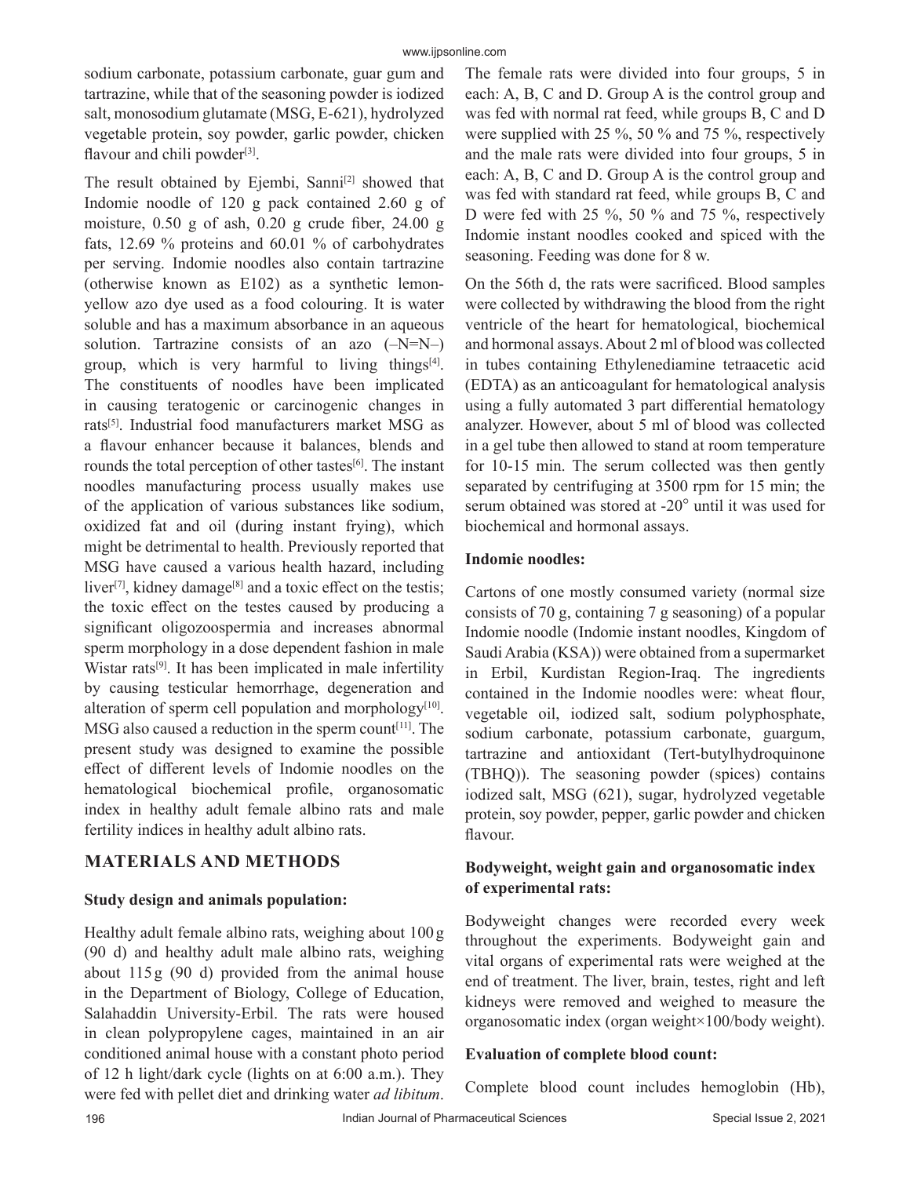sodium carbonate, potassium carbonate, guar gum and tartrazine, while that of the seasoning powder is iodized salt, monosodium glutamate (MSG, E-621), hydrolyzed vegetable protein, soy powder, garlic powder, chicken flavour and chili powder[3].

The result obtained by Ejembi, Sanni[2] showed that Indomie noodle of 120 g pack contained 2.60 g of moisture, 0.50 g of ash, 0.20 g crude fiber, 24.00 g fats, 12.69 % proteins and 60.01 % of carbohydrates per serving. Indomie noodles also contain tartrazine (otherwise known as E102) as a synthetic lemon-yellow azo dye used as a food colouring. It is water soluble and has a maximum absorbance in an aqueous solution. Tartrazine consists of an azo (–N=N–) group, which is very harmful to living things[4]. The constituents of noodles have been implicated in causing teratogenic or carcinogenic changes in rats[5]. Industrial food manufacturers market MSG as a flavour enhancer because it balances, blends and rounds the total perception of other tastes[6]. The instant noodles manufacturing process usually makes use of the application of various substances like sodium, oxidized fat and oil (during instant frying), which might be detrimental to health. Previously reported that MSG have caused a various health hazard, including liver[7], kidney damage[8] and a toxic effect on the testis; the toxic effect on the testes caused by producing a significant oligozoospermia and increases abnormal sperm morphology in a dose dependent fashion in male Wistar rats[9]. It has been implicated in male infertility by causing testicular hemorrhage, degeneration and alteration of sperm cell population and morphology[10]. MSG also caused a reduction in the sperm count[11]. The present study was designed to examine the possible effect of different levels of Indomie noodles on the hematological biochemical profile, organosomatic index in healthy adult female albino rats and male fertility indices in healthy adult albino rats.

## MATERIALS AND METHODS

### Study design and animals population:

Healthy adult female albino rats, weighing about 100 g (90 d) and healthy adult male albino rats, weighing about 115 g (90 d) provided from the animal house in the Department of Biology, College of Education, Salahaddin University-Erbil. The rats were housed in clean polypropylene cages, maintained in an air conditioned animal house with a constant photo period of 12 h light/dark cycle (lights on at 6:00 a.m.). They were fed with pellet diet and drinking water *ad libitum*. The female rats were divided into four groups, 5 in each: A, B, C and D. Group A is the control group and was fed with normal rat feed, while groups B, C and D were supplied with 25 %, 50 % and 75 %, respectively and the male rats were divided into four groups, 5 in each: A, B, C and D. Group A is the control group and was fed with standard rat feed, while groups B, C and D were fed with 25 %, 50 % and 75 %, respectively Indomie instant noodles cooked and spiced with the seasoning. Feeding was done for 8 w.

On the 56th d, the rats were sacrificed. Blood samples were collected by withdrawing the blood from the right ventricle of the heart for hematological, biochemical and hormonal assays. About 2 ml of blood was collected in tubes containing Ethylenediamine tetraacetic acid (EDTA) as an anticoagulant for hematological analysis using a fully automated 3 part differential hematology analyzer. However, about 5 ml of blood was collected in a gel tube then allowed to stand at room temperature for 10-15 min. The serum collected was then gently separated by centrifuging at 3500 rpm for 15 min; the serum obtained was stored at -20° until it was used for biochemical and hormonal assays.

### Indomie noodles:

Cartons of one mostly consumed variety (normal size consists of 70 g, containing 7 g seasoning) of a popular Indomie noodle (Indomie instant noodles, Kingdom of Saudi Arabia (KSA)) were obtained from a supermarket in Erbil, Kurdistan Region-Iraq. The ingredients contained in the Indomie noodles were: wheat flour, vegetable oil, iodized salt, sodium polyphosphate, sodium carbonate, potassium carbonate, guargum, tartrazine and antioxidant (Tert-butylhydroquinone (TBHQ)). The seasoning powder (spices) contains iodized salt, MSG (621), sugar, hydrolyzed vegetable protein, soy powder, pepper, garlic powder and chicken flavour.

### Bodyweight, weight gain and organosomatic index of experimental rats:

Bodyweight changes were recorded every week throughout the experiments. Bodyweight gain and vital organs of experimental rats were weighed at the end of treatment. The liver, brain, testes, right and left kidneys were removed and weighed to measure the organosomatic index (organ weight×100/body weight).

### Evaluation of complete blood count:

Complete blood count includes hemoglobin (Hb),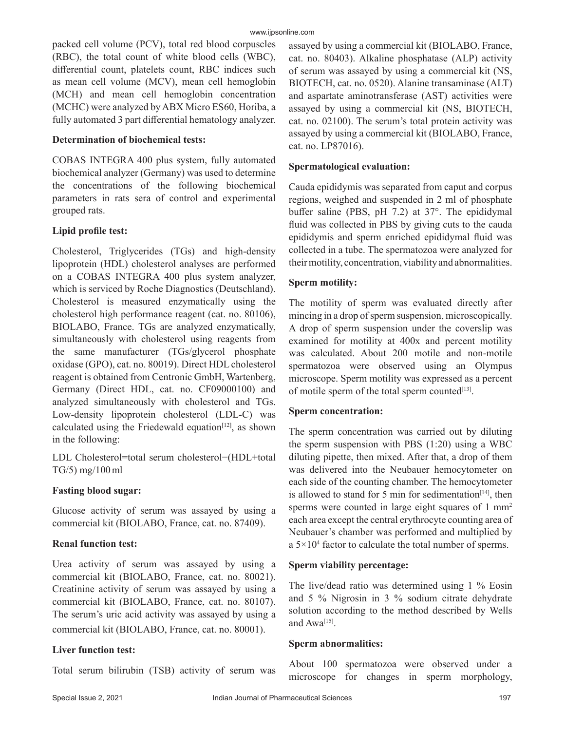packed cell volume (PCV), total red blood corpuscles (RBC), the total count of white blood cells (WBC), differential count, platelets count, RBC indices such as mean cell volume (MCV), mean cell hemoglobin (MCH) and mean cell hemoglobin concentration (MCHC) were analyzed by ABX Micro ES60, Horiba, a fully automated 3 part differential hematology analyzer.

**Determination of biochemical tests:**

COBAS INTEGRA 400 plus system, fully automated biochemical analyzer (Germany) was used to determine the concentrations of the following biochemical parameters in rats sera of control and experimental grouped rats.

**Lipid profile test:**

Cholesterol, Triglycerides (TGs) and high-density lipoprotein (HDL) cholesterol analyses are performed on a COBAS INTEGRA 400 plus system analyzer, which is serviced by Roche Diagnostics (Deutschland). Cholesterol is measured enzymatically using the cholesterol high performance reagent (cat. no. 80106), BIOLABO, France. TGs are analyzed enzymatically, simultaneously with cholesterol using reagents from the same manufacturer (TGs/glycerol phosphate oxidase (GPO), cat. no. 80019). Direct HDL cholesterol reagent is obtained from Centronic GmbH, Wartenberg, Germany (Direct HDL, cat. no. CF09000100) and analyzed simultaneously with cholesterol and TGs. Low-density lipoprotein cholesterol (LDL-C) was calculated using the Friedewald equation[12], as shown in the following:

LDL Cholesterol=total serum cholesterol−(HDL+total TG/5) mg/100 ml

**Fasting blood sugar:**

Glucose activity of serum was assayed by using a commercial kit (BIOLABO, France, cat. no. 87409).

**Renal function test:**

Urea activity of serum was assayed by using a commercial kit (BIOLABO, France, cat. no. 80021). Creatinine activity of serum was assayed by using a commercial kit (BIOLABO, France, cat. no. 80107). The serum's uric acid activity was assayed by using a commercial kit (BIOLABO, France, cat. no. 80001).

**Liver function test:**

Total serum bilirubin (TSB) activity of serum was assayed by using a commercial kit (BIOLABO, France, cat. no. 80403). Alkaline phosphatase (ALP) activity of serum was assayed by using a commercial kit (NS, BIOTECH, cat. no. 0520). Alanine transaminase (ALT) and aspartate aminotransferase (AST) activities were assayed by using a commercial kit (NS, BIOTECH, cat. no. 02100). The serum's total protein activity was assayed by using a commercial kit (BIOLABO, France, cat. no. LP87016).

**Spermatological evaluation:**

Cauda epididymis was separated from caput and corpus regions, weighed and suspended in 2 ml of phosphate buffer saline (PBS, pH 7.2) at 37°. The epididymal fluid was collected in PBS by giving cuts to the cauda epididymis and sperm enriched epididymal fluid was collected in a tube. The spermatozoa were analyzed for their motility, concentration, viability and abnormalities.

**Sperm motility:**

The motility of sperm was evaluated directly after mincing in a drop of sperm suspension, microscopically. A drop of sperm suspension under the coverslip was examined for motility at 400x and percent motility was calculated. About 200 motile and non-motile spermatozoa were observed using an Olympus microscope. Sperm motility was expressed as a percent of motile sperm of the total sperm counted[13].

**Sperm concentration:**

The sperm concentration was carried out by diluting the sperm suspension with PBS (1:20) using a WBC diluting pipette, then mixed. After that, a drop of them was delivered into the Neubauer hemocytometer on each side of the counting chamber. The hemocytometer is allowed to stand for 5 min for sedimentation[14], then sperms were counted in large eight squares of 1 $mm^2$ each area except the central erythrocyte counting area of Neubauer's chamber was performed and multiplied by a $5\times10^4$ factor to calculate the total number of sperms.

**Sperm viability percentage:**

The live/dead ratio was determined using 1 % Eosin and 5 % Nigrosin in 3 % sodium citrate dehydrate solution according to the method described by Wells and Awa[15].

**Sperm abnormalities:**

About 100 spermatozoa were observed under a microscope for changes in sperm morphology,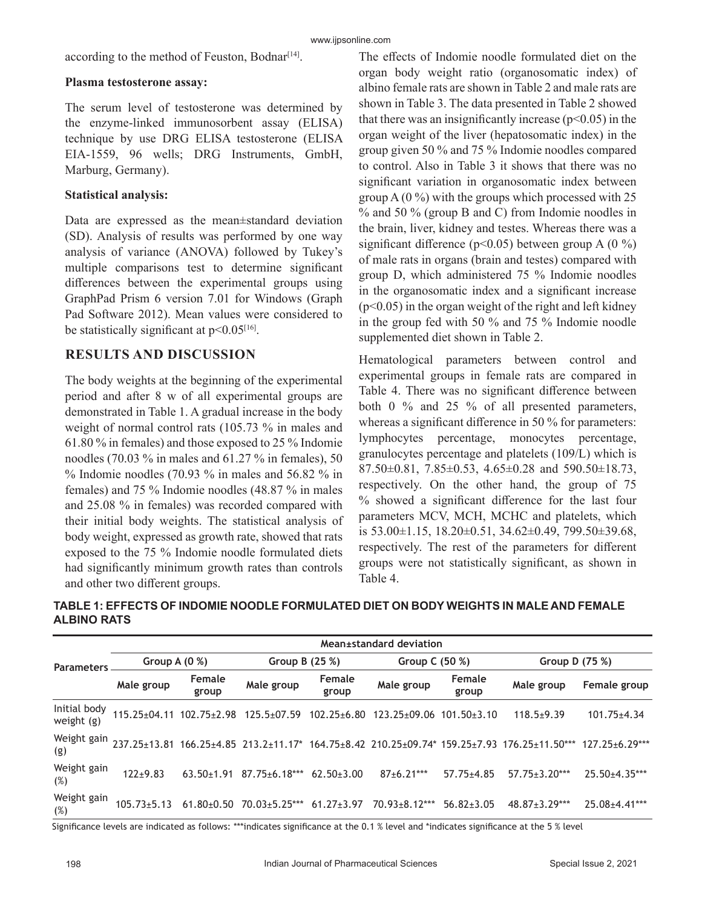according to the method of Feuston, Bodnar[14].

### Plasma testosterone assay:

The serum level of testosterone was determined by the enzyme-linked immunosorbent assay (ELISA) technique by use DRG ELISA testosterone (ELISA EIA-1559, 96 wells; DRG Instruments, GmbH, Marburg, Germany).

### Statistical analysis:

Data are expressed as the mean±standard deviation (SD). Analysis of results was performed by one way analysis of variance (ANOVA) followed by Tukey's multiple comparisons test to determine significant differences between the experimental groups using GraphPad Prism 6 version 7.01 for Windows (Graph Pad Software 2012). Mean values were considered to be statistically significant at $p<0.05$[16].

## RESULTS AND DISCUSSION

The body weights at the beginning of the experimental period and after 8 w of all experimental groups are demonstrated in Table 1. A gradual increase in the body weight of normal control rats (105.73 % in males and 61.80 % in females) and those exposed to 25 % Indomie noodles (70.03 % in males and 61.27 % in females), 50 % Indomie noodles (70.93 % in males and 56.82 % in females) and 75 % Indomie noodles (48.87 % in males and 25.08 % in females) was recorded compared with their initial body weights. The statistical analysis of body weight, expressed as growth rate, showed that rats exposed to the 75 % Indomie noodle formulated diets had significantly minimum growth rates than controls and other two different groups.

The effects of Indomie noodle formulated diet on the organ body weight ratio (organosomatic index) of albino female rats are shown in Table 2 and male rats are shown in Table 3. The data presented in Table 2 showed that there was an insignificantly increase ($p<0.05$) in the organ weight of the liver (hepatosomatic index) in the group given 50 % and 75 % Indomie noodles compared to control. Also in Table 3 it shows that there was no significant variation in organosomatic index between group A (0 %) with the groups which processed with 25 % and 50 % (group B and C) from Indomie noodles in the brain, liver, kidney and testes. Whereas there was a significant difference ($p<0.05$) between group A (0 %) of male rats in organs (brain and testes) compared with group D, which administered 75 % Indomie noodles in the organosomatic index and a significant increase ($p<0.05$) in the organ weight of the right and left kidney in the group fed with 50 % and 75 % Indomie noodle supplemented diet shown in Table 2.

Hematological parameters between control and experimental groups in female rats are compared in Table 4. There was no significant difference between both 0 % and 25 % of all presented parameters, whereas a significant difference in 50 % for parameters: lymphocytes percentage, monocytes percentage, granulocytes percentage and platelets (109/L) which is 87.50±0.81, 7.85±0.53, 4.65±0.28 and 590.50±18.73, respectively. On the other hand, the group of 75 % showed a significant difference for the last four parameters MCV, MCH, MCHC and platelets, which is 53.00±1.15, 18.20±0.51, 34.62±0.49, 799.50±39.68, respectively. The rest of the parameters for different groups were not statistically significant, as shown in Table 4.

**TABLE 1: EFFECTS OF INDOMIE NOODLE FORMULATED DIET ON BODY WEIGHTS IN MALE AND FEMALE ALBINO RATS**

| Parameters | Mean±standard deviation | | | | | | | |
|---|---|---|---|---|---|---|---|---|
| | Group A (0 %) | | Group B (25 %) | | Group C (50 %) | | Group D (75 %) | |
| | Male group | Female group | Male group | Female group | Male group | Female group | Male group | Female group |
| Initial body weight (g) | 115.25±04.11 | 102.75±2.98 | 125.5±07.59 | 102.25±6.80 | 123.25±09.06 | 101.50±3.10 | 118.5±9.39 | 101.75±4.34 |
| Weight gain (g) | 237.25±13.81 | 166.25±4.85 | 213.2±11.17* | 164.75±8.42 | 210.25±09.74* | 159.25±7.93 | 176.25±11.50*** | 127.25±6.29*** |
| Weight gain (%) | 122±9.83 | 63.50±1.91 | 87.75±6.18*** | 62.50±3.00 | 87±6.21*** | 57.75±4.85 | 57.75±3.20*** | 25.50±4.35*** |
| Weight gain (%) | 105.73±5.13 | 61.80±0.50 | 70.03±5.25*** | 61.27±3.97 | 70.93±8.12*** | 56.82±3.05 | 48.87±3.29*** | 25.08±4.41*** |

Significance levels are indicated as follows: ***indicates significance at the 0.1 % level and *indicates significance at the 5 % level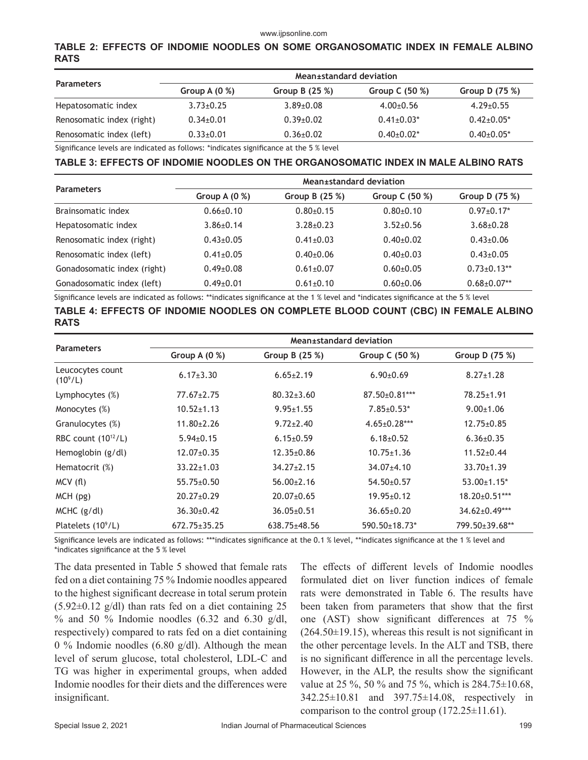### TABLE 2: EFFECTS OF INDOMIE NOODLES ON SOME ORGANOSOMATIC INDEX IN FEMALE ALBINO RATS

| Parameters | Mean±standard deviation | | | |
|---|---|---|---|---|
| | Group A (0 %) | Group B (25 %) | Group C (50 %) | Group D (75 %) |
| Hepatosomatic index | 3.73±0.25 | 3.89±0.08 | 4.00±0.56 | 4.29±0.55 |
| Renosomatic index (right) | 0.34±0.01 | 0.39±0.02 | 0.41±0.03* | 0.42±0.05* |
| Renosomatic index (left) | 0.33±0.01 | 0.36±0.02 | 0.40±0.02* | 0.40±0.05* |

Significance levels are indicated as follows: *indicates significance at the 5 % level

### TABLE 3: EFFECTS OF INDOMIE NOODLES ON THE ORGANOSOMATIC INDEX IN MALE ALBINO RATS

| Parameters | Mean±standard deviation | | | |
|---|---|---|---|---|
| | Group A (0 %) | Group B (25 %) | Group C (50 %) | Group D (75 %) |
| Brainsomatic index | 0.66±0.10 | 0.80±0.15 | 0.80±0.10 | 0.97±0.17* |
| Hepatosomatic index | 3.86±0.14 | 3.28±0.23 | 3.52±0.56 | 3.68±0.28 |
| Renosomatic index (right) | 0.43±0.05 | 0.41±0.03 | 0.40±0.02 | 0.43±0.06 |
| Renosomatic index (left) | 0.41±0.05 | 0.40±0.06 | 0.40±0.03 | 0.43±0.05 |
| Gonadosomatic index (right) | 0.49±0.08 | 0.61±0.07 | 0.60±0.05 | 0.73±0.13** |
| Gonadosomatic index (left) | 0.49±0.01 | 0.61±0.10 | 0.60±0.06 | 0.68±0.07** |

Significance levels are indicated as follows: **indicates significance at the 1 % level and *indicates significance at the 5 % level

### TABLE 4: EFFECTS OF INDOMIE NOODLES ON COMPLETE BLOOD COUNT (CBC) IN FEMALE ALBINO RATS

| Parameters | Mean±standard deviation | | | |
|---|---|---|---|---|
| | Group A (0 %) | Group B (25 %) | Group C (50 %) | Group D (75 %) |
| Leucocytes count ($10^9$/L) | 6.17±3.30 | 6.65±2.19 | 6.90±0.69 | 8.27±1.28 |
| Lymphocytes (%) | 77.67±2.75 | 80.32±3.60 | 87.50±0.81*** | 78.25±1.91 |
| Monocytes (%) | 10.52±1.13 | 9.95±1.55 | 7.85±0.53* | 9.00±1.06 |
| Granulocytes (%) | 11.80±2.26 | 9.72±2.40 | 4.65±0.28*** | 12.75±0.85 |
| RBC count ($10^{12}$/L) | 5.94±0.15 | 6.15±0.59 | 6.18±0.52 | 6.36±0.35 |
| Hemoglobin (g/dl) | 12.07±0.35 | 12.35±0.86 | 10.75±1.36 | 11.52±0.44 |
| Hematocrit (%) | 33.22±1.03 | 34.27±2.15 | 34.07±4.10 | 33.70±1.39 |
| MCV (fl) | 55.75±0.50 | 56.00±2.16 | 54.50±0.57 | 53.00±1.15* |
| MCH (pg) | 20.27±0.29 | 20.07±0.65 | 19.95±0.12 | 18.20±0.51*** |
| MCHC (g/dl) | 36.30±0.42 | 36.05±0.51 | 36.65±0.20 | 34.62±0.49*** |
| Platelets ($10^9$/L) | 672.75±35.25 | 638.75±48.56 | 590.50±18.73* | 799.50±39.68** |

Significance levels are indicated as follows: ***indicates significance at the 0.1 % level, **indicates significance at the 1 % level and *indicates significance at the 5 % level

The data presented in Table 5 showed that female rats fed on a diet containing 75 % Indomie noodles appeared to the highest significant decrease in total serum protein (5.92±0.12 g/dl) than rats fed on a diet containing 25 % and 50 % Indomie noodles (6.32 and 6.30 g/dl, respectively) compared to rats fed on a diet containing 0 % Indomie noodles (6.80 g/dl). Although the mean level of serum glucose, total cholesterol, LDL-C and TG was higher in experimental groups, when added Indomie noodles for their diets and the differences were insignificant.

The effects of different levels of Indomie noodles formulated diet on liver function indices of female rats were demonstrated in Table 6. The results have been taken from parameters that show that the first one (AST) show significant differences at 75 % (264.50±19.15), whereas this result is not significant in the other percentage levels. In the ALT and TSB, there is no significant difference in all the percentage levels. However, in the ALP, the results show the significant value at 25 %, 50 % and 75 %, which is 284.75±10.68, 342.25±10.81 and 397.75±14.08, respectively in comparison to the control group (172.25±11.61).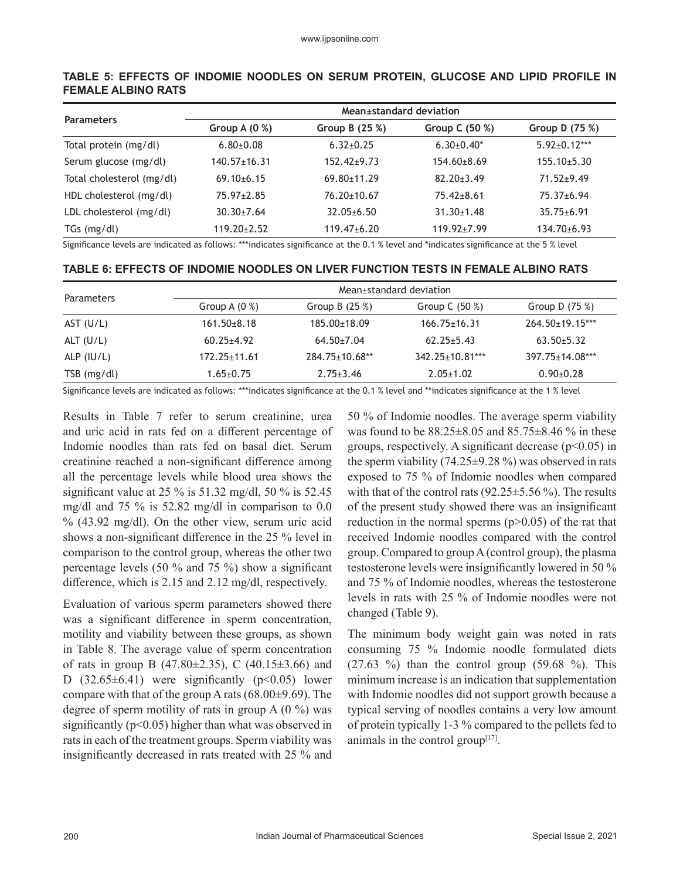**TABLE 5: EFFECTS OF INDOMIE NOODLES ON SERUM PROTEIN, GLUCOSE AND LIPID PROFILE IN FEMALE ALBINO RATS**

| Parameters | Mean±standard deviation | | | |
|---|---|---|---|---|
| | Group A (0 %) | Group B (25 %) | Group C (50 %) | Group D (75 %) |
| Total protein (mg/dl) | 6.80±0.08 | 6.32±0.25 | 6.30±0.40* | 5.92±0.12*** |
| Serum glucose (mg/dl) | 140.57±16.31 | 152.42±9.73 | 154.60±8.69 | 155.10±5.30 |
| Total cholesterol (mg/dl) | 69.10±6.15 | 69.80±11.29 | 82.20±3.49 | 71.52±9.49 |
| HDL cholesterol (mg/dl) | 75.97±2.85 | 76.20±10.67 | 75.42±8.61 | 75.37±6.94 |
| LDL cholesterol (mg/dl) | 30.30±7.64 | 32.05±6.50 | 31.30±1.48 | 35.75±6.91 |
| TGs (mg/dl) | 119.20±2.52 | 119.47±6.20 | 119.92±7.99 | 134.70±6.93 |

Significance levels are indicated as follows: ***indicates significance at the 0.1 % level and *indicates significance at the 5 % level

**TABLE 6: EFFECTS OF INDOMIE NOODLES ON LIVER FUNCTION TESTS IN FEMALE ALBINO RATS**

| Parameters | Mean±standard deviation | | | |
|---|---|---|---|---|
| | Group A (0 %) | Group B (25 %) | Group C (50 %) | Group D (75 %) |
| AST (U/L) | 161.50±8.18 | 185.00±18.09 | 166.75±16.31 | 264.50±19.15*** |
| ALT (U/L) | 60.25±4.92 | 64.50±7.04 | 62.25±5.43 | 63.50±5.32 |
| ALP (IU/L) | 172.25±11.61 | 284.75±10.68** | 342.25±10.81*** | 397.75±14.08*** |
| TSB (mg/dl) | 1.65±0.75 | 2.75±3.46 | 2.05±1.02 | 0.90±0.28 |

Significance levels are indicated as follows: ***indicates significance at the 0.1 % level and **indicates significance at the 1 % level

Results in Table 7 refer to serum creatinine, urea and uric acid in rats fed on a different percentage of Indomie noodles than rats fed on basal diet. Serum creatinine reached a non-significant difference among all the percentage levels while blood urea shows the significant value at 25 % is 51.32 mg/dl, 50 % is 52.45 mg/dl and 75 % is 52.82 mg/dl in comparison to 0.0 % (43.92 mg/dl). On the other view, serum uric acid shows a non-significant difference in the 25 % level in comparison to the control group, whereas the other two percentage levels (50 % and 75 %) show a significant difference, which is 2.15 and 2.12 mg/dl, respectively.

Evaluation of various sperm parameters showed there was a significant difference in sperm concentration, motility and viability between these groups, as shown in Table 8. The average value of sperm concentration of rats in group B (47.80±2.35), C (40.15±3.66) and D (32.65±6.41) were significantly ($p<0.05$) lower compare with that of the group A rats (68.00±9.69). The degree of sperm motility of rats in group A (0 %) was significantly ($p<0.05$) higher than what was observed in rats in each of the treatment groups. Sperm viability was insignificantly decreased in rats treated with 25 % and 50 % of Indomie noodles. The average sperm viability was found to be 88.25±8.05 and 85.75±8.46 % in these groups, respectively. A significant decrease ($p<0.05$) in the sperm viability (74.25±9.28 %) was observed in rats exposed to 75 % of Indomie noodles when compared with that of the control rats (92.25±5.56 %). The results of the present study showed there was an insignificant reduction in the normal sperms ($p>0.05$) of the rat that received Indomie noodles compared with the control group. Compared to group A (control group), the plasma testosterone levels were insignificantly lowered in 50 % and 75 % of Indomie noodles, whereas the testosterone levels in rats with 25 % of Indomie noodles were not changed (Table 9).

The minimum body weight gain was noted in rats consuming 75 % Indomie noodle formulated diets (27.63 %) than the control group (59.68 %). This minimum increase is an indication that supplementation with Indomie noodles did not support growth because a typical serving of noodles contains a very low amount of protein typically 1-3 % compared to the pellets fed to animals in the control group[17].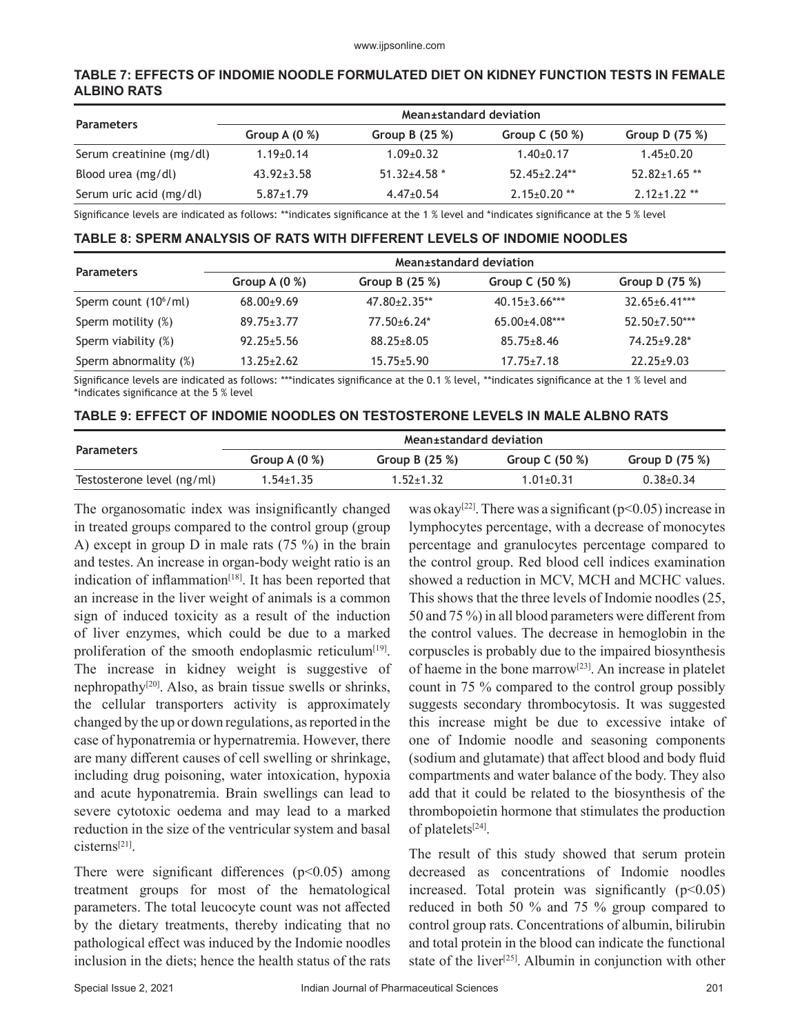**TABLE 7: EFFECTS OF INDOMIE NOODLE FORMULATED DIET ON KIDNEY FUNCTION TESTS IN FEMALE ALBINO RATS**

| Parameters | Mean±standard deviation | | | |
|---|---|---|---|---|
| | Group A (0 %) | Group B (25 %) | Group C (50 %) | Group D (75 %) |
| Serum creatinine (mg/dl) | 1.19±0.14 | 1.09±0.32 | 1.40±0.17 | 1.45±0.20 |
| Blood urea (mg/dl) | 43.92±3.58 | 51.32±4.58 * | 52.45±2.24** | 52.82±1.65 ** |
| Serum uric acid (mg/dl) | 5.87±1.79 | 4.47±0.54 | 2.15±0.20 ** | 2.12±1.22 ** |

Significance levels are indicated as follows: **indicates significance at the 1 % level and *indicates significance at the 5 % level

**TABLE 8: SPERM ANALYSIS OF RATS WITH DIFFERENT LEVELS OF INDOMIE NOODLES**

| Parameters | Mean±standard deviation | | | |
|---|---|---|---|---|
| | Group A (0 %) | Group B (25 %) | Group C (50 %) | Group D (75 %) |
| Sperm count ($10^6$/ml) | 68.00±9.69 | 47.80±2.35** | 40.15±3.66*** | 32.65±6.41*** |
| Sperm motility (%) | 89.75±3.77 | 77.50±6.24* | 65.00±4.08*** | 52.50±7.50*** |
| Sperm viability (%) | 92.25±5.56 | 88.25±8.05 | 85.75±8.46 | 74.25±9.28* |
| Sperm abnormality (%) | 13.25±2.62 | 15.75±5.90 | 17.75±7.18 | 22.25±9.03 |

Significance levels are indicated as follows: ***indicates significance at the 0.1 % level, **indicates significance at the 1 % level and *indicates significance at the 5 % level

**TABLE 9: EFFECT OF INDOMIE NOODLES ON TESTOSTERONE LEVELS IN MALE ALBNO RATS**

| Parameters | Mean±standard deviation | | | |
|---|---|---|---|---|
| | Group A (0 %) | Group B (25 %) | Group C (50 %) | Group D (75 %) |
| Testosterone level (ng/ml) | 1.54±1.35 | 1.52±1.32 | 1.01±0.31 | 0.38±0.34 |

The organosomatic index was insignificantly changed in treated groups compared to the control group (group A) except in group D in male rats (75 %) in the brain and testes. An increase in organ-body weight ratio is an indication of inflammation[18]. It has been reported that an increase in the liver weight of animals is a common sign of induced toxicity as a result of the induction of liver enzymes, which could be due to a marked proliferation of the smooth endoplasmic reticulum[19]. The increase in kidney weight is suggestive of nephropathy[20]. Also, as brain tissue swells or shrinks, the cellular transporters activity is approximately changed by the up or down regulations, as reported in the case of hyponatremia or hypernatremia. However, there are many different causes of cell swelling or shrinkage, including drug poisoning, water intoxication, hypoxia and acute hyponatremia. Brain swellings can lead to severe cytotoxic oedema and may lead to a marked reduction in the size of the ventricular system and basal cisterns[21].

There were significant differences ($p<0.05$) among treatment groups for most of the hematological parameters. The total leucocyte count was not affected by the dietary treatments, thereby indicating that no pathological effect was induced by the Indomie noodles inclusion in the diets; hence the health status of the rats was okay[22]. There was a significant ($p<0.05$) increase in lymphocytes percentage, with a decrease of monocytes percentage and granulocytes percentage compared to the control group. Red blood cell indices examination showed a reduction in MCV, MCH and MCHC values. This shows that the three levels of Indomie noodles (25, 50 and 75 %) in all blood parameters were different from the control values. The decrease in hemoglobin in the corpuscles is probably due to the impaired biosynthesis of haeme in the bone marrow[23]. An increase in platelet count in 75 % compared to the control group possibly suggests secondary thrombocytosis. It was suggested this increase might be due to excessive intake of one of Indomie noodle and seasoning components (sodium and glutamate) that affect blood and body fluid compartments and water balance of the body. They also add that it could be related to the biosynthesis of the thrombopoietin hormone that stimulates the production of platelets[24].

The result of this study showed that serum protein decreased as concentrations of Indomie noodles increased. Total protein was significantly ($p<0.05$) reduced in both 50 % and 75 % group compared to control group rats. Concentrations of albumin, bilirubin and total protein in the blood can indicate the functional state of the liver[25]. Albumin in conjunction with other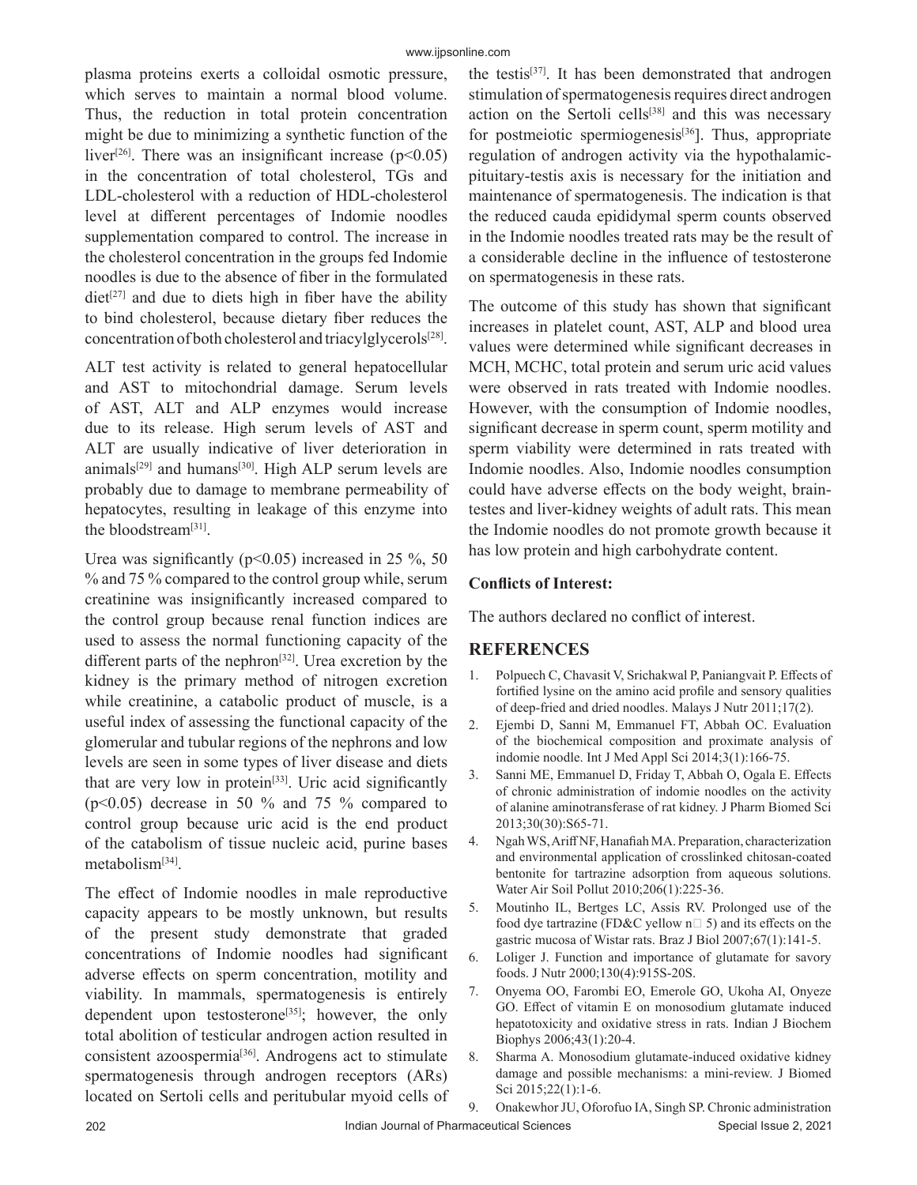plasma proteins exerts a colloidal osmotic pressure, which serves to maintain a normal blood volume. Thus, the reduction in total protein concentration might be due to minimizing a synthetic function of the liver[26]. There was an insignificant increase ($p<0.05$) in the concentration of total cholesterol, TGs and LDL-cholesterol with a reduction of HDL-cholesterol level at different percentages of Indomie noodles supplementation compared to control. The increase in the cholesterol concentration in the groups fed Indomie noodles is due to the absence of fiber in the formulated diet[27] and due to diets high in fiber have the ability to bind cholesterol, because dietary fiber reduces the concentration of both cholesterol and triacylglycerols[28].

ALT test activity is related to general hepatocellular and AST to mitochondrial damage. Serum levels of AST, ALT and ALP enzymes would increase due to its release. High serum levels of AST and ALT are usually indicative of liver deterioration in animals[29] and humans[30]. High ALP serum levels are probably due to damage to membrane permeability of hepatocytes, resulting in leakage of this enzyme into the bloodstream[31].

Urea was significantly ($p<0.05$) increased in 25 %, 50 % and 75 % compared to the control group while, serum creatinine was insignificantly increased compared to the control group because renal function indices are used to assess the normal functioning capacity of the different parts of the nephron[32]. Urea excretion by the kidney is the primary method of nitrogen excretion while creatinine, a catabolic product of muscle, is a useful index of assessing the functional capacity of the glomerular and tubular regions of the nephrons and low levels are seen in some types of liver disease and diets that are very low in protein[33]. Uric acid significantly ($p<0.05$) decrease in 50 % and 75 % compared to control group because uric acid is the end product of the catabolism of tissue nucleic acid, purine bases metabolism[34].

The effect of Indomie noodles in male reproductive capacity appears to be mostly unknown, but results of the present study demonstrate that graded concentrations of Indomie noodles had significant adverse effects on sperm concentration, motility and viability. In mammals, spermatogenesis is entirely dependent upon testosterone[35]; however, the only total abolition of testicular androgen action resulted in consistent azoospermia[36]. Androgens act to stimulate spermatogenesis through androgen receptors (ARs) located on Sertoli cells and peritubular myoid cells of the testis[37]. It has been demonstrated that androgen stimulation of spermatogenesis requires direct androgen action on the Sertoli cells[38] and this was necessary for postmeiotic spermiogenesis[36]]. Thus, appropriate regulation of androgen activity via the hypothalamic-pituitary-testis axis is necessary for the initiation and maintenance of spermatogenesis. The indication is that the reduced cauda epididymal sperm counts observed in the Indomie noodles treated rats may be the result of a considerable decline in the influence of testosterone on spermatogenesis in these rats.

The outcome of this study has shown that significant increases in platelet count, AST, ALP and blood urea values were determined while significant decreases in MCH, MCHC, total protein and serum uric acid values were observed in rats treated with Indomie noodles. However, with the consumption of Indomie noodles, significant decrease in sperm count, sperm motility and sperm viability were determined in rats treated with Indomie noodles. Also, Indomie noodles consumption could have adverse effects on the body weight, brain-testes and liver-kidney weights of adult rats. This mean the Indomie noodles do not promote growth because it has low protein and high carbohydrate content.

**Conflicts of Interest:**

The authors declared no conflict of interest.

## REFERENCES

1. Polpuech C, Chavasit V, Srichakwal P, Paniangvait P. Effects of fortified lysine on the amino acid profile and sensory qualities of deep-fried and dried noodles. Malays J Nutr 2011;17(2).
2. Ejembi D, Sanni M, Emmanuel FT, Abbah OC. Evaluation of the biochemical composition and proximate analysis of indomie noodle. Int J Med Appl Sci 2014;3(1):166-75.
3. Sanni ME, Emmanuel D, Friday T, Abbah O, Ogala E. Effects of chronic administration of indomie noodles on the activity of alanine aminotransferase of rat kidney. J Pharm Biomed Sci 2013;30(30):S65-71.
4. Ngah WS, Ariff NF, Hanafiah MA. Preparation, characterization and environmental application of crosslinked chitosan-coated bentonite for tartrazine adsorption from aqueous solutions. Water Air Soil Pollut 2010;206(1):225-36.
5. Moutinho IL, Bertges LC, Assis RV. Prolonged use of the food dye tartrazine (FD&C yellow n□ 5) and its effects on the gastric mucosa of Wistar rats. Braz J Biol 2007;67(1):141-5.
6. Loliger J. Function and importance of glutamate for savory foods. J Nutr 2000;130(4):915S-20S.
7. Onyema OO, Farombi EO, Emerole GO, Ukoha AI, Onyeze GO. Effect of vitamin E on monosodium glutamate induced hepatotoxicity and oxidative stress in rats. Indian J Biochem Biophys 2006;43(1):20-4.
8. Sharma A. Monosodium glutamate-induced oxidative kidney damage and possible mechanisms: a mini-review. J Biomed Sci 2015;22(1):1-6.
9. Onakewhor JU, Oforofuo IA, Singh SP. Chronic administration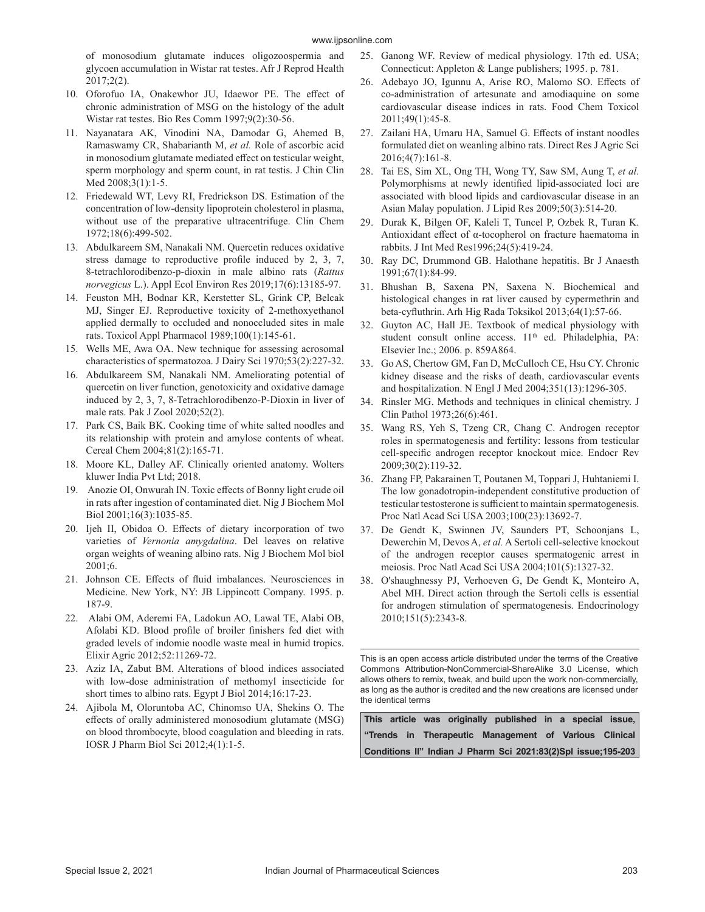of monosodium glutamate induces oligozoospermia and glycoen accumulation in Wistar rat testes. Afr J Reprod Health 2017;2(2).

10. Oforofuo IA, Onakewhor JU, Idaewor PE. The effect of chronic administration of MSG on the histology of the adult Wistar rat testes. Bio Res Comm 1997;9(2):30-56.
11. Nayanatara AK, Vinodini NA, Damodar G, Ahemed B, Ramaswamy CR, Shabarianth M, *et al.* Role of ascorbic acid in monosodium glutamate mediated effect on testicular weight, sperm morphology and sperm count, in rat testis. J Chin Clin Med 2008;3(1):1-5.
12. Friedewald WT, Levy RI, Fredrickson DS. Estimation of the concentration of low-density lipoprotein cholesterol in plasma, without use of the preparative ultracentrifuge. Clin Chem 1972;18(6):499-502.
13. Abdulkareem SM, Nanakali NM. Quercetin reduces oxidative stress damage to reproductive profile induced by 2, 3, 7, 8-tetrachlorodibenzo-p-dioxin in male albino rats (*Rattus norvegicus* L.). Appl Ecol Environ Res 2019;17(6):13185-97.
14. Feuston MH, Bodnar KR, Kerstetter SL, Grink CP, Belcak MJ, Singer EJ. Reproductive toxicity of 2-methoxyethanol applied dermally to occluded and nonoccluded sites in male rats. Toxicol Appl Pharmacol 1989;100(1):145-61.
15. Wells ME, Awa OA. New technique for assessing acrosomal characteristics of spermatozoa. J Dairy Sci 1970;53(2):227-32.
16. Abdulkareem SM, Nanakali NM. Ameliorating potential of quercetin on liver function, genotoxicity and oxidative damage induced by 2, 3, 7, 8-Tetrachlorodibenzo-P-Dioxin in liver of male rats. Pak J Zool 2020;52(2).
17. Park CS, Baik BK. Cooking time of white salted noodles and its relationship with protein and amylose contents of wheat. Cereal Chem 2004;81(2):165-71.
18. Moore KL, Dalley AF. Clinically oriented anatomy. Wolters kluwer India Pvt Ltd; 2018.
19. Anozie OI, Onwurah IN. Toxic effects of Bonny light crude oil in rats after ingestion of contaminated diet. Nig J Biochem Mol Biol 2001;16(3):1035-85.
20. Ijeh II, Obidoa O. Effects of dietary incorporation of two varieties of *Vernonia amygdalina*. Del leaves on relative organ weights of weaning albino rats. Nig J Biochem Mol biol 2001;6.
21. Johnson CE. Effects of fluid imbalances. Neurosciences in Medicine. New York, NY: JB Lippincott Company. 1995. p. 187-9.
22. Alabi OM, Aderemi FA, Ladokun AO, Lawal TE, Alabi OB, Afolabi KD. Blood profile of broiler finishers fed diet with graded levels of indomie noodle waste meal in humid tropics. Elixir Agric 2012;52:11269-72.
23. Aziz IA, Zabut BM. Alterations of blood indices associated with low-dose administration of methomyl insecticide for short times to albino rats. Egypt J Biol 2014;16:17-23.
24. Ajibola M, Oloruntoba AC, Chinomso UA, Shekins O. The effects of orally administered monosodium glutamate (MSG) on blood thrombocyte, blood coagulation and bleeding in rats. IOSR J Pharm Biol Sci 2012;4(1):1-5.
25. Ganong WF. Review of medical physiology. 17th ed. USA; Connecticut: Appleton & Lange publishers; 1995. p. 781.
26. Adebayo JO, Igunnu A, Arise RO, Malomo SO. Effects of co-administration of artesunate and amodiaquine on some cardiovascular disease indices in rats. Food Chem Toxicol 2011;49(1):45-8.
27. Zailani HA, Umaru HA, Samuel G. Effects of instant noodles formulated diet on weanling albino rats. Direct Res J Agric Sci 2016;4(7):161-8.
28. Tai ES, Sim XL, Ong TH, Wong TY, Saw SM, Aung T, *et al.* Polymorphisms at newly identified lipid-associated loci are associated with blood lipids and cardiovascular disease in an Asian Malay population. J Lipid Res 2009;50(3):514-20.
29. Durak K, Bilgen OF, Kaleli T, Tuncel P, Ozbek R, Turan K. Antioxidant effect of α-tocopherol on fracture haematoma in rabbits. J Int Med Res1996;24(5):419-24.
30. Ray DC, Drummond GB. Halothane hepatitis. Br J Anaesth 1991;67(1):84-99.
31. Bhushan B, Saxena PN, Saxena N. Biochemical and histological changes in rat liver caused by cypermethrin and beta-cyfluthrin. Arh Hig Rada Toksikol 2013;64(1):57-66.
32. Guyton AC, Hall JE. Textbook of medical physiology with student consult online access. 11th ed. Philadelphia, PA: Elsevier Inc.; 2006. p. 859A864.
33. Go AS, Chertow GM, Fan D, McCulloch CE, Hsu CY. Chronic kidney disease and the risks of death, cardiovascular events and hospitalization. N Engl J Med 2004;351(13):1296-305.
34. Rinsler MG. Methods and techniques in clinical chemistry. J Clin Pathol 1973;26(6):461.
35. Wang RS, Yeh S, Tzeng CR, Chang C. Androgen receptor roles in spermatogenesis and fertility: lessons from testicular cell-specific androgen receptor knockout mice. Endocr Rev 2009;30(2):119-32.
36. Zhang FP, Pakarainen T, Poutanen M, Toppari J, Huhtaniemi I. The low gonadotropin-independent constitutive production of testicular testosterone is sufficient to maintain spermatogenesis. Proc Natl Acad Sci USA 2003;100(23):13692-7.
37. De Gendt K, Swinnen JV, Saunders PT, Schoonjans L, Dewerchin M, Devos A, *et al.* A Sertoli cell-selective knockout of the androgen receptor causes spermatogenic arrest in meiosis. Proc Natl Acad Sci USA 2004;101(5):1327-32.
38. O'shaughnessy PJ, Verhoeven G, De Gendt K, Monteiro A, Abel MH. Direct action through the Sertoli cells is essential for androgen stimulation of spermatogenesis. Endocrinology 2010;151(5):2343-8.

---

This is an open access article distributed under the terms of the Creative Commons Attribution-NonCommercial-ShareAlike 3.0 License, which allows others to remix, tweak, and build upon the work non-commercially, as long as the author is credited and the new creations are licensed under the identical terms

**This article was originally published in a special issue, "Trends in Therapeutic Management of Various Clinical Conditions II" Indian J Pharm Sci 2021:83(2)Spl issue;195-203**